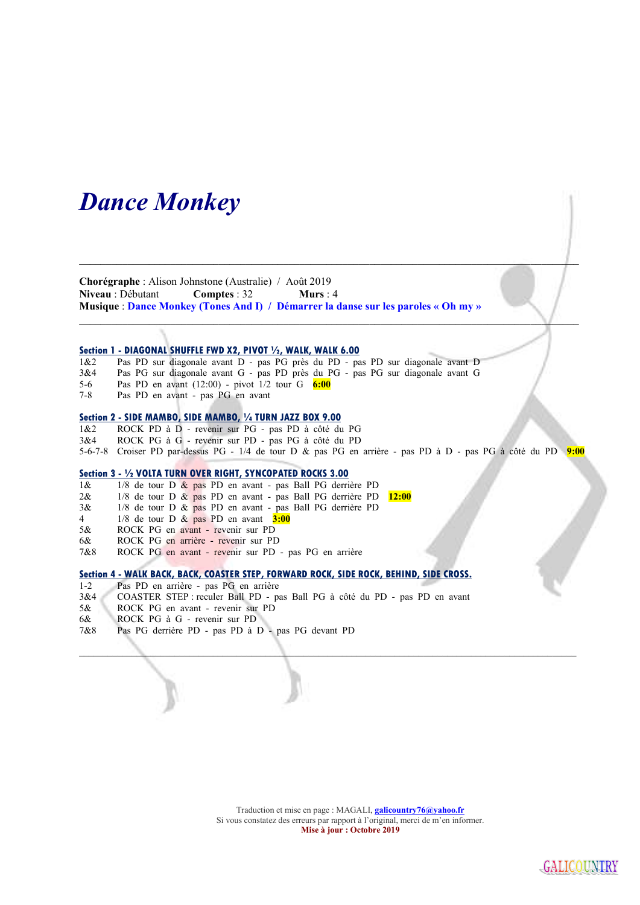# *Dance Monkey*

---

**Chorégraphe** : Alison Johnstone (Australie) / Août 2019
**Niveau** : Débutant **Comptes** : 32 **Murs** : 4
**Musique** : **Dance Monkey (Tones And I) / Démarrer la danse sur les paroles « Oh my »**

---

### Section 1 - DIAGONAL SHUFFLE FWD X2, PIVOT ½, WALK, WALK 6.00

| | |
|---|---|
| 1&2 | Pas PD sur diagonale avant D - pas PG près du PD - pas PD sur diagonale avant D |
| 3&4 | Pas PG sur diagonale avant G - pas PD près du PG - pas PG sur diagonale avant G |
| 5-6 | Pas PD en avant (12:00) - pivot 1/2 tour G **6:00** |
| 7-8 | Pas PD en avant - pas PG en avant |

### Section 2 - SIDE MAMBO, SIDE MAMBO, ¼ TURN JAZZ BOX 9.00

| | |
|---|---|
| 1&2 | ROCK PD à D - revenir sur PG - pas PD à côté du PG |
| 3&4 | ROCK PG à G - revenir sur PD - pas PG à côté du PD |
| 5-6-7-8 | Croiser PD par-dessus PG - 1/4 de tour D & pas PG en arrière - pas PD à D - pas PG à côté du PD **9:00** |

### Section 3 - ½ VOLTA TURN OVER RIGHT, SYNCOPATED ROCKS 3.00

| | |
|---|---|
| 1& | 1/8 de tour D & pas PD en avant - pas Ball PG derrière PD |
| 2& | 1/8 de tour D & pas PD en avant - pas Ball PG derrière PD **12:00** |
| 3& | 1/8 de tour D & pas PD en avant - pas Ball PG derrière PD |
| 4 | 1/8 de tour D & pas PD en avant **3:00** |
| 5& | ROCK PG en avant - revenir sur PD |
| 6& | ROCK PG en arrière - revenir sur PD |
| 7&8 | ROCK PG en avant - revenir sur PD - pas PG en arrière |

### Section 4 - WALK BACK, BACK, COASTER STEP, FORWARD ROCK, SIDE ROCK, BEHIND, SIDE CROSS.

| | |
|---|---|
| 1-2 | Pas PD en arrière - pas PG en arrière |
| 3&4 | COASTER STEP : reculer Ball PD - pas Ball PG à côté du PD - pas PD en avant |
| 5& | ROCK PG en avant - revenir sur PD |
| 6& | ROCK PG à G - revenir sur PD |
| 7&8 | Pas PG derrière PD - pas PD à D - pas PG devant PD |

---

Traduction et mise en page : MAGALI, **galicountry76@yahoo.fr**
Si vous constatez des erreurs par rapport à l'original, merci de m'en informer.
**Mise à jour : Octobre 2019**

GALICOUNTRY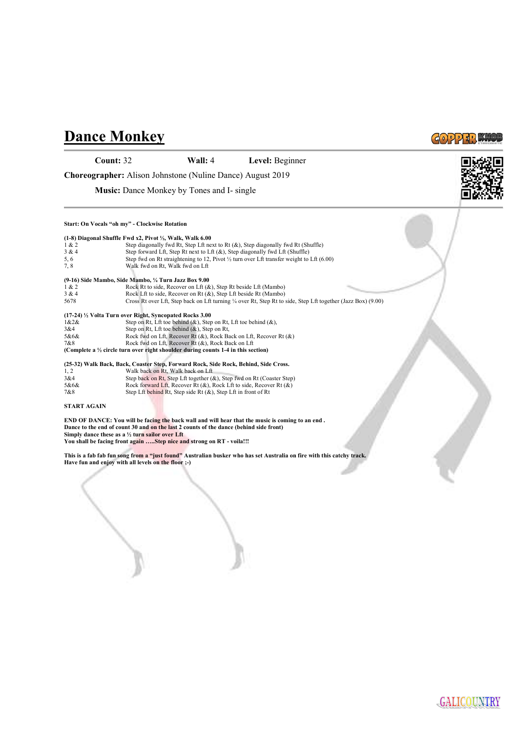# Dance Monkey

**Count:** 32 **Wall:** 4 **Level:** Beginner

**Choreographer:** Alison Johnstone (Nuline Dance) August 2019

**Music:** Dance Monkey by Tones and I- single

**Start: On Vocals "oh my" - Clockwise Rotation**

**(1-8) Diagonal Shuffle Fwd x2, Pivot ½, Walk, Walk 6.00**

| | |
|---|---|
| 1 & 2 | Step diagonally fwd Rt, Step Lft next to Rt (&), Step diagonally fwd Rt (Shuffle) |
| 3 & 4 | Step forward Lft, Step Rt next to Lft (&), Step diagonally fwd Lft (Shuffle) |
| 5, 6 | Step fwd on Rt straightening to 12, Pivot ½ turn over Lft transfer weight to Lft (6.00) |
| 7, 8 | Walk fwd on Rt, Walk fwd on Lft |

**(9-16) Side Mambo, Side Mambo, ¼ Turn Jazz Box 9.00**

| | |
|---|---|
| 1 & 2 | Rock Rt to side, Recover on Lft (&), Step Rt beside Lft (Mambo) |
| 3 & 4 | Rock Lft to side, Recover on Rt (&), Step Lft beside Rt (Mambo) |
| 5678 | Cross Rt over Lft, Step back on Lft turning ¼ over Rt, Step Rt to side, Step Lft together (Jazz Box) (9.00) |

**(17-24) ½ Volta Turn over Right, Syncopated Rocks 3.00**

| | |
|---|---|
| 1&2& | Step on Rt, Lft toe behind (&), Step on Rt, Lft toe behind (&), |
| 3&4 | Step on Rt, Lft toe behind (&), Step on Rt, |
| 5&6& | Rock fwd on Lft, Recover Rt (&), Rock Back on Lft, Recover Rt (&) |
| 7&8 | Rock fwd on Lft, Recover Rt (&), Rock Back on Lft |

**(Complete a ½ circle turn over right shoulder during counts 1-4 in this section)**

**(25-32) Walk Back, Back, Coaster Step, Forward Rock, Side Rock, Behind, Side Cross.**

| | |
|---|---|
| 1, 2 | Walk back on Rt, Walk back on Lft |
| 3&4 | Step back on Rt, Step Lft together (&), Step fwd on Rt (Coaster Step) |
| 5&6& | Rock forward Lft, Recover Rt (&), Rock Lft to side, Recover Rt (&) |
| 7&8 | Step Lft behind Rt, Step side Rt (&), Step Lft in front of Rt |

**START AGAIN**

**END OF DANCE: You will be facing the back wall and will hear that the music is coming to an end .**
**Dance to the end of count 30 and on the last 2 counts of the dance (behind side front)**
**Simply dance these as a ½ turn sailor over Lft**
**You shall be facing front again …..Step nice and strong on RT - voila!!!**

**This is a fab fab fun song from a "just found" Australian busker who has set Australia on fire with this catchy track.**
**Have fun and enjoy with all levels on the floor ;-)**